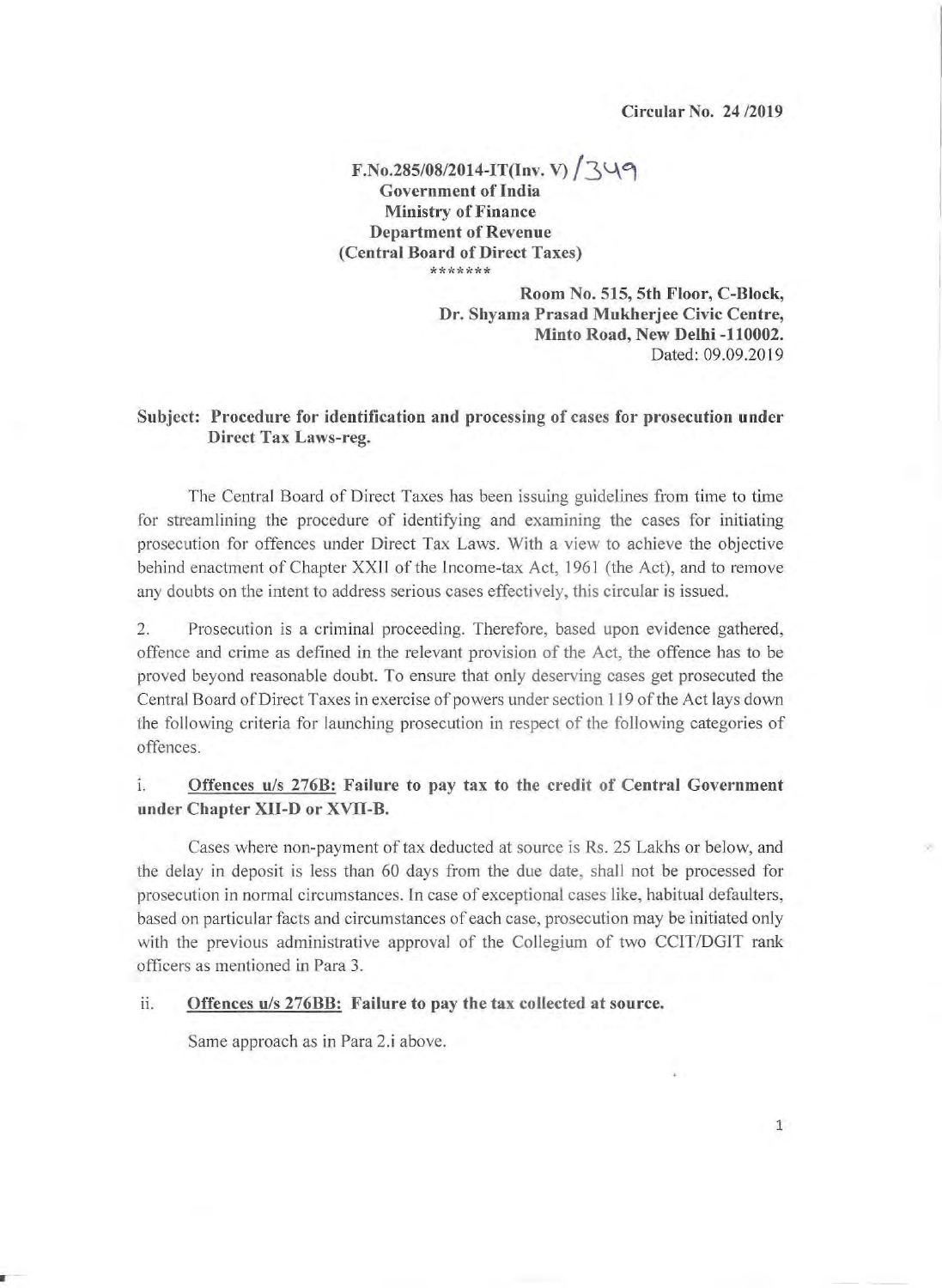**Circular No. 24 /2019**

**F.No.285/08/2014-IT(Inv. V) /349**
**Government of India**
**Ministry of Finance**
**Department of Revenue**
**(Central Board of Direct Taxes)**
\*\*\*\*\*\*\*

**Room No. 515, 5th Floor, C-Block,**
**Dr. Shyama Prasad Mukherjee Civic Centre,**
**Minto Road, New Delhi -110002.**
Dated: 09.09.2019

**Subject: Procedure for identification and processing of cases for prosecution under Direct Tax Laws-reg.**

The Central Board of Direct Taxes has been issuing guidelines from time to time for streamlining the procedure of identifying and examining the cases for initiating prosecution for offences under Direct Tax Laws. With a view to achieve the objective behind enactment of Chapter XXII of the Income-tax Act, 1961 (the Act), and to remove any doubts on the intent to address serious cases effectively, this circular is issued.

2. Prosecution is a criminal proceeding. Therefore, based upon evidence gathered, offence and crime as defined in the relevant provision of the Act, the offence has to be proved beyond reasonable doubt. To ensure that only deserving cases get prosecuted the Central Board of Direct Taxes in exercise of powers under section 119 of the Act lays down the following criteria for launching prosecution in respect of the following categories of offences.

i. **Offences u/s 276B: Failure to pay tax to the credit of Central Government under Chapter XII-D or XVII-B.**

Cases where non-payment of tax deducted at source is Rs. 25 Lakhs or below, and the delay in deposit is less than 60 days from the due date, shall not be processed for prosecution in normal circumstances. In case of exceptional cases like, habitual defaulters, based on particular facts and circumstances of each case, prosecution may be initiated only with the previous administrative approval of the Collegium of two CCIT/DGIT rank officers as mentioned in Para 3.

ii. **Offences u/s 276BB: Failure to pay the tax collected at source.**

Same approach as in Para 2.i above.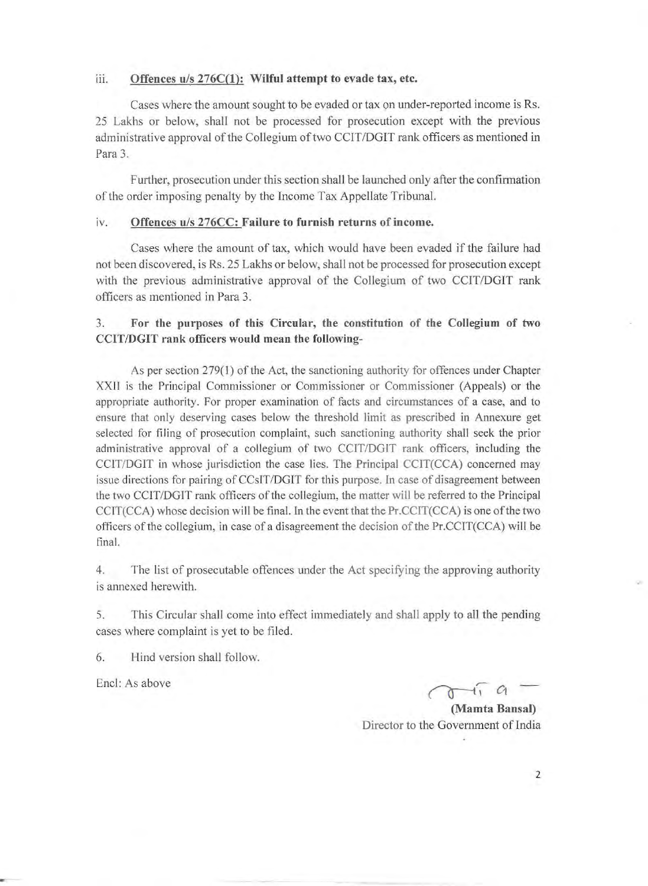iii. **<u>Offences u/s 276C(1):</u> Wilful attempt to evade tax, etc.**

Cases where the amount sought to be evaded or tax on under-reported income is Rs. 25 Lakhs or below, shall not be processed for prosecution except with the previous administrative approval of the Collegium of two CCIT/DGIT rank officers as mentioned in Para 3.

Further, prosecution under this section shall be launched only after the confirmation of the order imposing penalty by the Income Tax Appellate Tribunal.

iv. **<u>Offences u/s 276CC:</u> Failure to furnish returns of income.**

Cases where the amount of tax, which would have been evaded if the failure had not been discovered, is Rs. 25 Lakhs or below, shall not be processed for prosecution except with the previous administrative approval of the Collegium of two CCIT/DGIT rank officers as mentioned in Para 3.

3. **For the purposes of this Circular, the constitution of the Collegium of two CCIT/DGIT rank officers would mean the following-**

As per section 279(1) of the Act, the sanctioning authority for offences under Chapter XXII is the Principal Commissioner or Commissioner or Commissioner (Appeals) or the appropriate authority. For proper examination of facts and circumstances of a case, and to ensure that only deserving cases below the threshold limit as prescribed in Annexure get selected for filing of prosecution complaint, such sanctioning authority shall seek the prior administrative approval of a collegium of two CCIT/DGIT rank officers, including the CCIT/DGIT in whose jurisdiction the case lies. The Principal CCIT(CCA) concerned may issue directions for pairing of CCsIT/DGIT for this purpose. In case of disagreement between the two CCIT/DGIT rank officers of the collegium, the matter will be referred to the Principal CCIT(CCA) whose decision will be final. In the event that the Pr.CCIT(CCA) is one of the two officers of the collegium, in case of a disagreement the decision of the Pr.CCIT(CCA) will be final.

4. The list of prosecutable offences under the Act specifying the approving authority is annexed herewith.

5. This Circular shall come into effect immediately and shall apply to all the pending cases where complaint is yet to be filed.

6. Hind version shall follow.

Encl: As above

**(Mamta Bansal)**
Director to the Government of India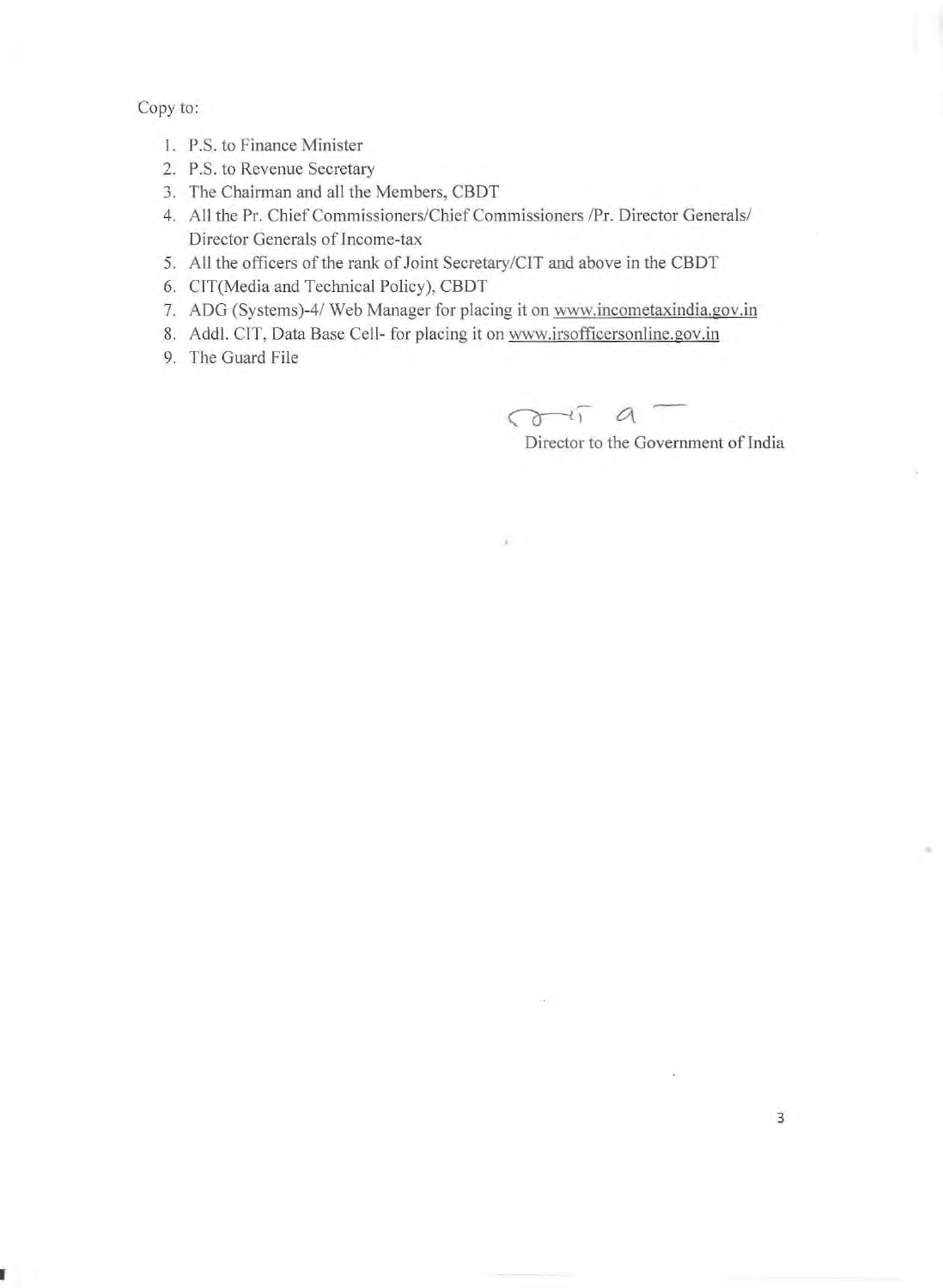Copy to:

1. P.S. to Finance Minister
2. P.S. to Revenue Secretary
3. The Chairman and all the Members, CBDT
4. All the Pr. Chief Commissioners/Chief Commissioners /Pr. Director Generals/ Director Generals of Income-tax
5. All the officers of the rank of Joint Secretary/CIT and above in the CBDT
6. CIT(Media and Technical Policy), CBDT
7. ADG (Systems)-4/ Web Manager for placing it on www.incometaxindia.gov.in
8. Addl. CIT, Data Base Cell- for placing it on www.irsofficersonline.gov.in
9. The Guard File

Director to the Government of India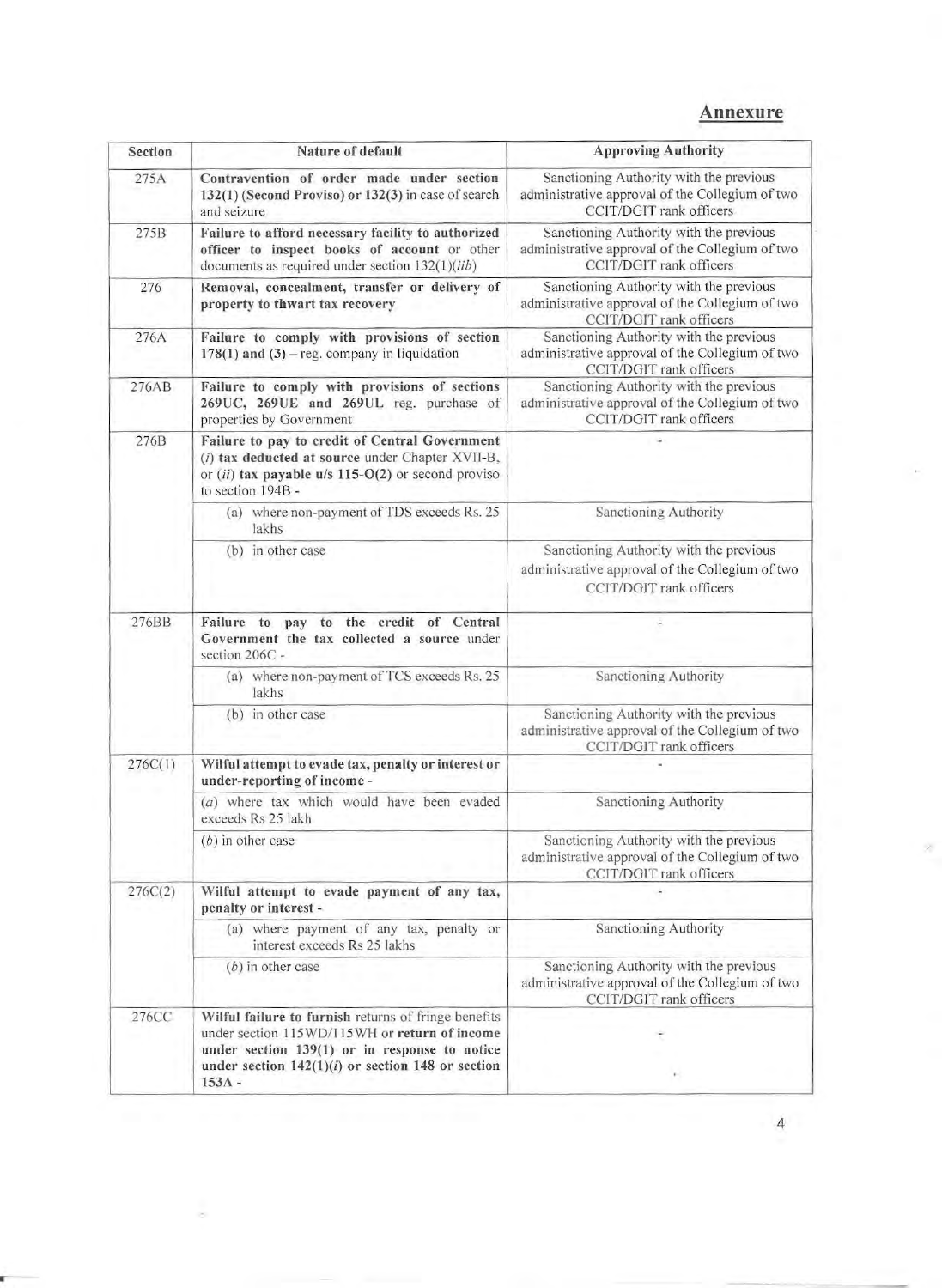## Annexure

| Section | Nature of default | Approving Authority |
|---|---|---|
| 275A | **Contravention of order made under section 132(1) (Second Proviso) or 132(3)** in case of search and seizure | Sanctioning Authority with the previous administrative approval of the Collegium of two CCIT/DGIT rank officers |
| 275B | **Failure to afford necessary facility to authorized officer to inspect books of account** or other documents as required under section 132(1)(*iib*) | Sanctioning Authority with the previous administrative approval of the Collegium of two CCIT/DGIT rank officers |
| 276 | **Removal, concealment, transfer or delivery of property to thwart tax recovery** | Sanctioning Authority with the previous administrative approval of the Collegium of two CCIT/DGIT rank officers |
| 276A | **Failure to comply with provisions of section 178(1) and (3)** – reg. company in liquidation | Sanctioning Authority with the previous administrative approval of the Collegium of two CCIT/DGIT rank officers |
| 276AB | **Failure to comply with provisions of sections 269UC, 269UE and 269UL** reg. purchase of properties by Government | Sanctioning Authority with the previous administrative approval of the Collegium of two CCIT/DGIT rank officers |
| 276B | **Failure to pay to credit of Central Government** (*i*) **tax deducted at source** under Chapter XVII-B, or (*ii*) **tax payable u/s 115-O(2)** or second proviso to section 194B - | - |
| | (a) where non-payment of TDS exceeds Rs. 25 lakhs | Sanctioning Authority |
| | (b) in other case | Sanctioning Authority with the previous administrative approval of the Collegium of two CCIT/DGIT rank officers |
| 276BB | **Failure to pay to the credit of Central Government the tax collected a source** under section 206C - | - |
| | (a) where non-payment of TCS exceeds Rs. 25 lakhs | Sanctioning Authority |
| | (b) in other case | Sanctioning Authority with the previous administrative approval of the Collegium of two CCIT/DGIT rank officers |
| 276C(1) | **Wilful attempt to evade tax, penalty or interest or under-reporting of income** - | - |
| | (*a*) where tax which would have been evaded exceeds Rs 25 lakh | Sanctioning Authority |
| | (*b*) in other case | Sanctioning Authority with the previous administrative approval of the Collegium of two CCIT/DGIT rank officers |
| 276C(2) | **Wilful attempt to evade payment of any tax, penalty or interest** - | - |
| | (a) where payment of any tax, penalty or interest exceeds Rs 25 lakhs | Sanctioning Authority |
| | (*b*) in other case | Sanctioning Authority with the previous administrative approval of the Collegium of two CCIT/DGIT rank officers |
| 276CC | **Wilful failure to furnish** returns of fringe benefits under section 115WD/115WH or **return of income under section 139(1) or in response to notice under section 142(1)(*i*) or section 148 or section 153A** - | - |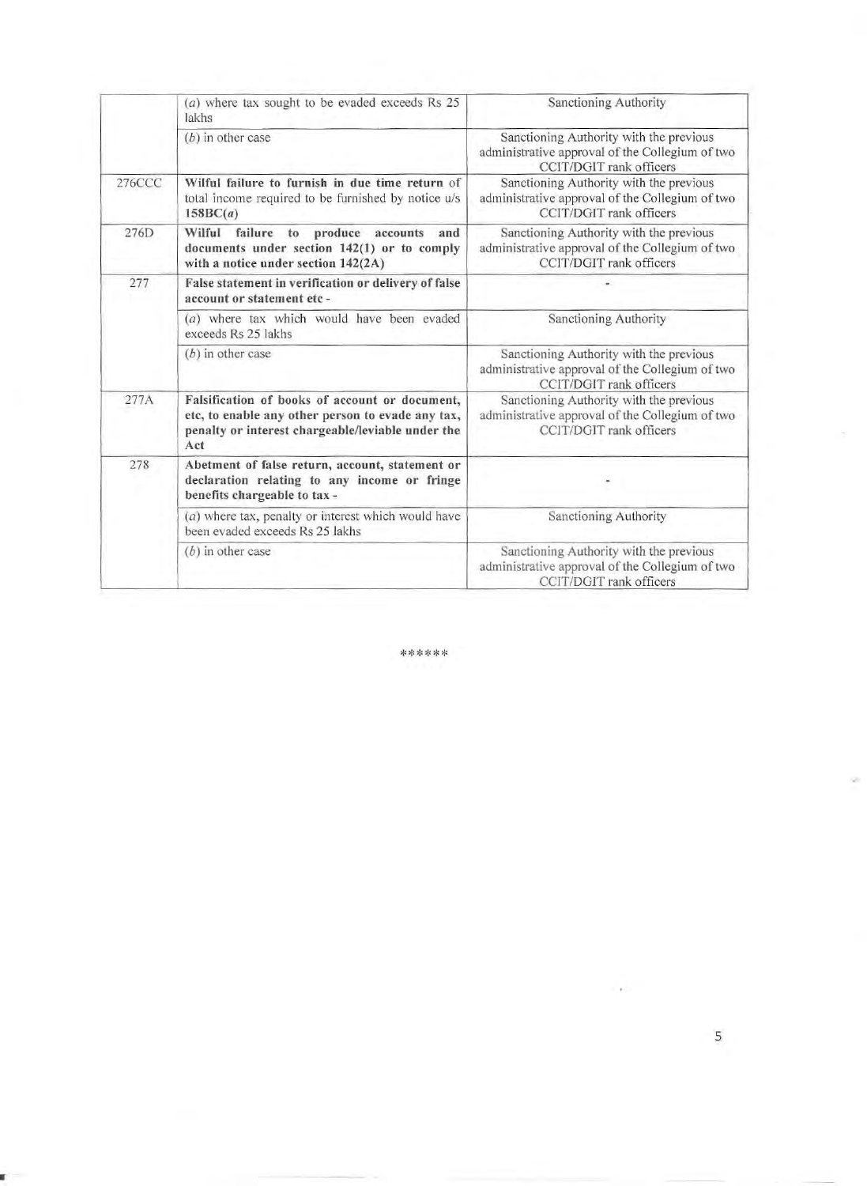| | | |
|---|---|---|
| | (*a*) where tax sought to be evaded exceeds Rs 25 lakhs | Sanctioning Authority |
| | (*b*) in other case | Sanctioning Authority with the previous administrative approval of the Collegium of two CCIT/DGIT rank officers |
| 276CCC | **Wilful failure to furnish in due time return** of total income required to be furnished by notice u/s **158BC(*a*)** | Sanctioning Authority with the previous administrative approval of the Collegium of two CCIT/DGIT rank officers |
| 276D | **Wilful failure to produce accounts and documents under section 142(1) or to comply with a notice under section 142(2A)** | Sanctioning Authority with the previous administrative approval of the Collegium of two CCIT/DGIT rank officers |
| 277 | **False statement in verification or delivery of false account or statement etc -** | - |
| | (*a*) where tax which would have been evaded exceeds Rs 25 lakhs | Sanctioning Authority |
| | (*b*) in other case | Sanctioning Authority with the previous administrative approval of the Collegium of two CCIT/DGIT rank officers |
| 277A | **Falsification of books of account or document, etc, to enable any other person to evade any tax, penalty or interest chargeable/leviable under the Act** | Sanctioning Authority with the previous administrative approval of the Collegium of two CCIT/DGIT rank officers |
| 278 | **Abetment of false return, account, statement or declaration relating to any income or fringe benefits chargeable to tax -** | - |
| | (*a*) where tax, penalty or interest which would have been evaded exceeds Rs 25 lakhs | Sanctioning Authority |
| | (*b*) in other case | Sanctioning Authority with the previous administrative approval of the Collegium of two CCIT/DGIT rank officers |

******